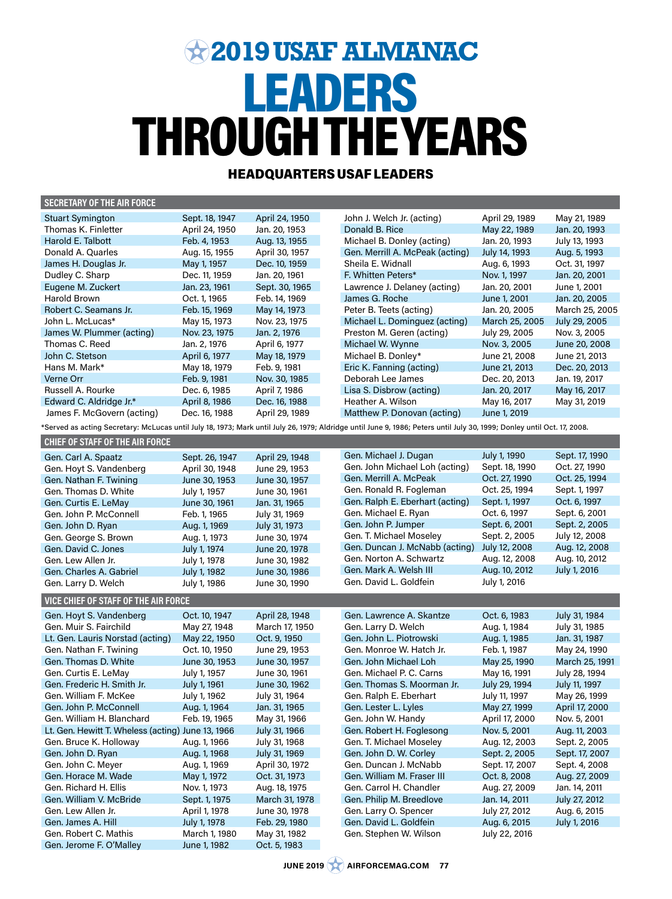# 2019 USAF ALMANAC

# LEADERS THROUGH THE YEARS

## HEADQUARTERS USAF LEADERS

### SECRETARY OF THE AIR FORCE

| Name | From | To |
|---|---|---|
| Stuart Symington | Sept. 18, 1947 | April 24, 1950 |
| Thomas K. Finletter | April 24, 1950 | Jan. 20, 1953 |
| Harold E. Talbott | Feb. 4, 1953 | Aug. 13, 1955 |
| Donald A. Quarles | Aug. 15, 1955 | April 30, 1957 |
| James H. Douglas Jr. | May 1, 1957 | Dec. 10, 1959 |
| Dudley C. Sharp | Dec. 11, 1959 | Jan. 20, 1961 |
| Eugene M. Zuckert | Jan. 23, 1961 | Sept. 30, 1965 |
| Harold Brown | Oct. 1, 1965 | Feb. 14, 1969 |
| Robert C. Seamans Jr. | Feb. 15, 1969 | May 14, 1973 |
| John L. McLucas* | May 15, 1973 | Nov. 23, 1975 |
| James W. Plummer (acting) | Nov. 23, 1975 | Jan. 2, 1976 |
| Thomas C. Reed | Jan. 2, 1976 | April 6, 1977 |
| John C. Stetson | April 6, 1977 | May 18, 1979 |
| Hans M. Mark* | May 18, 1979 | Feb. 9, 1981 |
| Verne Orr | Feb. 9, 1981 | Nov. 30, 1985 |
| Russell A. Rourke | Dec. 6, 1985 | April 7, 1986 |
| Edward C. Aldridge Jr.* | April 8, 1986 | Dec. 16, 1988 |
| James F. McGovern (acting) | Dec. 16, 1988 | April 29, 1989 |
| John J. Welch Jr. (acting) | April 29, 1989 | May 21, 1989 |
| Donald B. Rice | May 22, 1989 | Jan. 20, 1993 |
| Michael B. Donley (acting) | Jan. 20, 1993 | July 13, 1993 |
| Gen. Merrill A. McPeak (acting) | July 14, 1993 | Aug. 5, 1993 |
| Sheila E. Widnall | Aug. 6, 1993 | Oct. 31, 1997 |
| F. Whitten Peters* | Nov. 1, 1997 | Jan. 20, 2001 |
| Lawrence J. Delaney (acting) | Jan. 20, 2001 | June 1, 2001 |
| James G. Roche | June 1, 2001 | Jan. 20, 2005 |
| Peter B. Teets (acting) | Jan. 20, 2005 | March 25, 2005 |
| Michael L. Dominguez (acting) | March 25, 2005 | July 29, 2005 |
| Preston M. Geren (acting) | July 29, 2005 | Nov. 3, 2005 |
| Michael W. Wynne | Nov. 3, 2005 | June 20, 2008 |
| Michael B. Donley* | June 21, 2008 | June 21, 2013 |
| Eric K. Fanning (acting) | June 21, 2013 | Dec. 20, 2013 |
| Deborah Lee James | Dec. 20, 2013 | Jan. 19, 2017 |
| Lisa S. Disbrow (acting) | Jan. 20, 2017 | May 16, 2017 |
| Heather A. Wilson | May 16, 2017 | May 31, 2019 |
| Matthew P. Donovan (acting) | June 1, 2019 | |

*Served as acting Secretary: McLucas until July 18, 1973; Mark until July 26, 1979; Aldridge until June 9, 1986; Peters until July 30, 1999; Donley until Oct. 17, 2008.

### CHIEF OF STAFF OF THE AIR FORCE

| Name | From | To |
|---|---|---|
| Gen. Carl A. Spaatz | Sept. 26, 1947 | April 29, 1948 |
| Gen. Hoyt S. Vandenberg | April 30, 1948 | June 29, 1953 |
| Gen. Nathan F. Twining | June 30, 1953 | June 30, 1957 |
| Gen. Thomas D. White | July 1, 1957 | June 30, 1961 |
| Gen. Curtis E. LeMay | June 30, 1961 | Jan. 31, 1965 |
| Gen. John P. McConnell | Feb. 1, 1965 | July 31, 1969 |
| Gen. John D. Ryan | Aug. 1, 1969 | July 31, 1973 |
| Gen. George S. Brown | Aug. 1, 1973 | June 30, 1974 |
| Gen. David C. Jones | July 1, 1974 | June 20, 1978 |
| Gen. Lew Allen Jr. | July 1, 1978 | June 30, 1982 |
| Gen. Charles A. Gabriel | July 1, 1982 | June 30, 1986 |
| Gen. Larry D. Welch | July 1, 1986 | June 30, 1990 |
| Gen. Michael J. Dugan | July 1, 1990 | Sept. 17, 1990 |
| Gen. John Michael Loh (acting) | Sept. 18, 1990 | Oct. 27, 1990 |
| Gen. Merrill A. McPeak | Oct. 27, 1990 | Oct. 25, 1994 |
| Gen. Ronald R. Fogleman | Oct. 25, 1994 | Sept. 1, 1997 |
| Gen. Ralph E. Eberhart (acting) | Sept. 1, 1997 | Oct. 6, 1997 |
| Gen. Michael E. Ryan | Oct. 6, 1997 | Sept. 6, 2001 |
| Gen. John P. Jumper | Sept. 6, 2001 | Sept. 2, 2005 |
| Gen. T. Michael Moseley | Sept. 2, 2005 | July 12, 2008 |
| Gen. Duncan J. McNabb (acting) | July 12, 2008 | Aug. 12, 2008 |
| Gen. Norton A. Schwartz | Aug. 12, 2008 | Aug. 10, 2012 |
| Gen. Mark A. Welsh III | Aug. 10, 2012 | July 1, 2016 |
| Gen. David L. Goldfein | July 1, 2016 | |

### VICE CHIEF OF STAFF OF THE AIR FORCE

| Name | From | To |
|---|---|---|
| Gen. Hoyt S. Vandenberg | Oct. 10, 1947 | April 28, 1948 |
| Gen. Muir S. Fairchild | May 27, 1948 | March 17, 1950 |
| Lt. Gen. Lauris Norstad (acting) | May 22, 1950 | Oct. 9, 1950 |
| Gen. Nathan F. Twining | Oct. 10, 1950 | June 29, 1953 |
| Gen. Thomas D. White | June 30, 1953 | June 30, 1957 |
| Gen. Curtis E. LeMay | July 1, 1957 | June 30, 1961 |
| Gen. Frederic H. Smith Jr. | July 1, 1961 | June 30, 1962 |
| Gen. William F. McKee | July 1, 1962 | July 31, 1964 |
| Gen. John P. McConnell | Aug. 1, 1964 | Jan. 31, 1965 |
| Gen. William H. Blanchard | Feb. 19, 1965 | May 31, 1966 |
| Lt. Gen. Hewitt T. Wheless (acting) | June 13, 1966 | July 31, 1966 |
| Gen. Bruce K. Holloway | Aug. 1, 1966 | July 31, 1968 |
| Gen. John D. Ryan | Aug. 1, 1968 | July 31, 1969 |
| Gen. John C. Meyer | Aug. 1, 1969 | April 30, 1972 |
| Gen. Horace M. Wade | May 1, 1972 | Oct. 31, 1973 |
| Gen. Richard H. Ellis | Nov. 1, 1973 | Aug. 18, 1975 |
| Gen. William V. McBride | Sept. 1, 1975 | March 31, 1978 |
| Gen. Lew Allen Jr. | April 1, 1978 | June 30, 1978 |
| Gen. James A. Hill | July 1, 1978 | Feb. 29, 1980 |
| Gen. Robert C. Mathis | March 1, 1980 | May 31, 1982 |
| Gen. Jerome F. O'Malley | June 1, 1982 | Oct. 5, 1983 |
| Gen. Lawrence A. Skantze | Oct. 6, 1983 | July 31, 1984 |
| Gen. Larry D. Welch | Aug. 1, 1984 | July 31, 1985 |
| Gen. John L. Piotrowski | Aug. 1, 1985 | Jan. 31, 1987 |
| Gen. Monroe W. Hatch Jr. | Feb. 1, 1987 | May 24, 1990 |
| Gen. John Michael Loh | May 25, 1990 | March 25, 1991 |
| Gen. Michael P. C. Carns | May 16, 1991 | July 28, 1994 |
| Gen. Thomas S. Moorman Jr. | July 29, 1994 | July 11, 1997 |
| Gen. Ralph E. Eberhart | July 11, 1997 | May 26, 1999 |
| Gen. Lester L. Lyles | May 27, 1999 | April 17, 2000 |
| Gen. John W. Handy | April 17, 2000 | Nov. 5, 2001 |
| Gen. Robert H. Foglesong | Nov. 5, 2001 | Aug. 11, 2003 |
| Gen. T. Michael Moseley | Aug. 12, 2003 | Sept. 2, 2005 |
| Gen. John D. W. Corley | Sept. 2, 2005 | Sept. 17, 2007 |
| Gen. Duncan J. McNabb | Sept. 17, 2007 | Sept. 4, 2008 |
| Gen. William M. Fraser III | Oct. 8, 2008 | Aug. 27, 2009 |
| Gen. Carrol H. Chandler | Aug. 27, 2009 | Jan. 14, 2011 |
| Gen. Philip M. Breedlove | Jan. 14, 2011 | July 27, 2012 |
| Gen. Larry O. Spencer | July 27, 2012 | Aug. 6, 2015 |
| Gen. David L. Goldfein | Aug. 6, 2015 | July 1, 2016 |
| Gen. Stephen W. Wilson | July 22, 2016 | |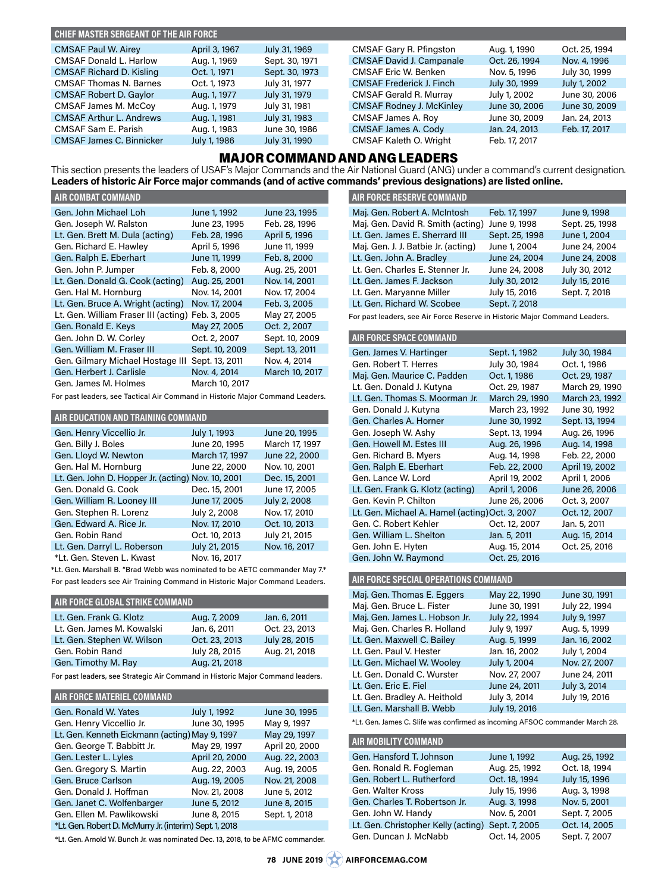## CHIEF MASTER SERGEANT OF THE AIR FORCE

| Name | From | To |
|---|---|---|
| CMSAF Paul W. Airey | April 3, 1967 | July 31, 1969 |
| CMSAF Donald L. Harlow | Aug. 1, 1969 | Sept. 30, 1971 |
| CMSAF Richard D. Kisling | Oct. 1, 1971 | Sept. 30, 1973 |
| CMSAF Thomas N. Barnes | Oct. 1, 1973 | July 31, 1977 |
| CMSAF Robert D. Gaylor | Aug. 1, 1977 | July 31, 1979 |
| CMSAF James M. McCoy | Aug. 1, 1979 | July 31, 1981 |
| CMSAF Arthur L. Andrews | Aug. 1, 1981 | July 31, 1983 |
| CMSAF Sam E. Parish | Aug. 1, 1983 | June 30, 1986 |
| CMSAF James C. Binnicker | July 1, 1986 | July 31, 1990 |
| CMSAF Gary R. Pfingston | Aug. 1, 1990 | Oct. 25, 1994 |
| CMSAF David J. Campanale | Oct. 26, 1994 | Nov. 4, 1996 |
| CMSAF Eric W. Benken | Nov. 5, 1996 | July 30, 1999 |
| CMSAF Frederick J. Finch | July 30, 1999 | July 1, 2002 |
| CMSAF Gerald R. Murray | July 1, 2002 | June 30, 2006 |
| CMSAF Rodney J. McKinley | June 30, 2006 | June 30, 2009 |
| CMSAF James A. Roy | June 30, 2009 | Jan. 24, 2013 |
| CMSAF James A. Cody | Jan. 24, 2013 | Feb. 17, 2017 |
| CMSAF Kaleth O. Wright | Feb. 17, 2017 | |

# MAJOR COMMAND AND ANG LEADERS

This section presents the leaders of USAF's Major Commands and the Air National Guard (ANG) under a command's current designation. **Leaders of historic Air Force major commands (and of active commands' previous designations) are listed online.**

## AIR COMBAT COMMAND

| Name | From | To |
|---|---|---|
| Gen. John Michael Loh | June 1, 1992 | June 23, 1995 |
| Gen. Joseph W. Ralston | June 23, 1995 | Feb. 28, 1996 |
| Lt. Gen. Brett M. Dula (acting) | Feb. 28, 1996 | April 5, 1996 |
| Gen. Richard E. Hawley | April 5, 1996 | June 11, 1999 |
| Gen. Ralph E. Eberhart | June 11, 1999 | Feb. 8, 2000 |
| Gen. John P. Jumper | Feb. 8, 2000 | Aug. 25, 2001 |
| Lt. Gen. Donald G. Cook (acting) | Aug. 25, 2001 | Nov. 14, 2001 |
| Gen. Hal M. Hornburg | Nov. 14, 2001 | Nov. 17, 2004 |
| Lt. Gen. Bruce A. Wright (acting) | Nov. 17, 2004 | Feb. 3, 2005 |
| Lt. Gen. William Fraser III (acting) | Feb. 3, 2005 | May 27, 2005 |
| Gen. Ronald E. Keys | May 27, 2005 | Oct. 2, 2007 |
| Gen. John D. W. Corley | Oct. 2, 2007 | Sept. 10, 2009 |
| Gen. William M. Fraser III | Sept. 10, 2009 | Sept. 13, 2011 |
| Gen. Gilmary Michael Hostage III | Sept. 13, 2011 | Nov. 4, 2014 |
| Gen. Herbert J. Carlisle | Nov. 4, 2014 | March 10, 2017 |
| Gen. James M. Holmes | March 10, 2017 | |

For past leaders, see Tactical Air Command in Historic Major Command Leaders.

## AIR EDUCATION AND TRAINING COMMAND

| Name | From | To |
|---|---|---|
| Gen. Henry Viccellio Jr. | July 1, 1993 | June 20, 1995 |
| Gen. Billy J. Boles | June 20, 1995 | March 17, 1997 |
| Gen. Lloyd W. Newton | March 17, 1997 | June 22, 2000 |
| Gen. Hal M. Hornburg | June 22, 2000 | Nov. 10, 2001 |
| Lt. Gen. John D. Hopper Jr. (acting) | Nov. 10, 2001 | Dec. 15, 2001 |
| Gen. Donald G. Cook | Dec. 15, 2001 | June 17, 2005 |
| Gen. William R. Looney III | June 17, 2005 | July 2, 2008 |
| Gen. Stephen R. Lorenz | July 2, 2008 | Nov. 17, 2010 |
| Gen. Edward A. Rice Jr. | Nov. 17, 2010 | Oct. 10, 2013 |
| Gen. Robin Rand | Oct. 10, 2013 | July 21, 2015 |
| Lt. Gen. Darryl L. Roberson | July 21, 2015 | Nov. 16, 2017 |
| *Lt. Gen. Steven L. Kwast | Nov. 16, 2017 | |

*Lt. Gen. Marshall B. "Brad Webb was nominated to be AETC commander May 7.*

For past leaders see Air Training Command in Historic Major Command Leaders.

## AIR FORCE GLOBAL STRIKE COMMAND

| Name | From | To |
|---|---|---|
| Lt. Gen. Frank G. Klotz | Aug. 7, 2009 | Jan. 6, 2011 |
| Lt. Gen. James M. Kowalski | Jan. 6, 2011 | Oct. 23, 2013 |
| Lt. Gen. Stephen W. Wilson | Oct. 23, 2013 | July 28, 2015 |
| Gen. Robin Rand | July 28, 2015 | Aug. 21, 2018 |
| Gen. Timothy M. Ray | Aug. 21, 2018 | |

For past leaders, see Strategic Air Command in Historic Major Command leaders.

## AIR FORCE MATERIEL COMMAND

| Name | From | To |
|---|---|---|
| Gen. Ronald W. Yates | July 1, 1992 | June 30, 1995 |
| Gen. Henry Viccellio Jr. | June 30, 1995 | May 9, 1997 |
| Lt. Gen. Kenneth Eickmann (acting) | May 9, 1997 | May 29, 1997 |
| Gen. George T. Babbitt Jr. | May 29, 1997 | April 20, 2000 |
| Gen. Lester L. Lyles | April 20, 2000 | Aug. 22, 2003 |
| Gen. Gregory S. Martin | Aug. 22, 2003 | Aug. 19, 2005 |
| Gen. Bruce Carlson | Aug. 19, 2005 | Nov. 21, 2008 |
| Gen. Donald J. Hoffman | Nov. 21, 2008 | June 5, 2012 |
| Gen. Janet C. Wolfenbarger | June 5, 2012 | June 8, 2015 |
| Gen. Ellen M. Pawlikowski | June 8, 2015 | Sept. 1, 2018 |
| *Lt. Gen. Robert D. McMurry Jr. (interim) | Sept. 1, 2018 | |

*Lt. Gen. Arnold W. Bunch Jr. was nominated Dec. 13, 2018, to be AFMC commander.

## AIR FORCE RESERVE COMMAND

| Name | From | To |
|---|---|---|
| Maj. Gen. Robert A. McIntosh | Feb. 17, 1997 | June 9, 1998 |
| Maj. Gen. David R. Smith (acting) | June 9, 1998 | Sept. 25, 1998 |
| Lt. Gen. James E. Sherrard III | Sept. 25, 1998 | June 1, 2004 |
| Maj. Gen. J. J. Batbie Jr. (acting) | June 1, 2004 | June 24, 2004 |
| Lt. Gen. John A. Bradley | June 24, 2004 | June 24, 2008 |
| Lt. Gen. Charles E. Stenner Jr. | June 24, 2008 | July 30, 2012 |
| Lt. Gen. James F. Jackson | July 30, 2012 | July 15, 2016 |
| Lt. Gen. Maryanne Miller | July 15, 2016 | Sept. 7, 2018 |
| Lt. Gen. Richard W. Scobee | Sept. 7, 2018 | |

For past leaders, see Air Force Reserve in Historic Major Command Leaders.

## AIR FORCE SPACE COMMAND

| Name | From | To |
|---|---|---|
| Gen. James V. Hartinger | Sept. 1, 1982 | July 30, 1984 |
| Gen. Robert T. Herres | July 30, 1984 | Oct. 1, 1986 |
| Maj. Gen. Maurice C. Padden | Oct. 1, 1986 | Oct. 29, 1987 |
| Lt. Gen. Donald J. Kutyna | Oct. 29, 1987 | March 29, 1990 |
| Lt. Gen. Thomas S. Moorman Jr. | March 29, 1990 | March 23, 1992 |
| Gen. Donald J. Kutyna | March 23, 1992 | June 30, 1992 |
| Gen. Charles A. Horner | June 30, 1992 | Sept. 13, 1994 |
| Gen. Joseph W. Ashy | Sept. 13, 1994 | Aug. 26, 1996 |
| Gen. Howell M. Estes III | Aug. 26, 1996 | Aug. 14, 1998 |
| Gen. Richard B. Myers | Aug. 14, 1998 | Feb. 22, 2000 |
| Gen. Ralph E. Eberhart | Feb. 22, 2000 | April 19, 2002 |
| Gen. Lance W. Lord | April 19, 2002 | April 1, 2006 |
| Lt. Gen. Frank G. Klotz (acting) | April 1, 2006 | June 26, 2006 |
| Gen. Kevin P. Chilton | June 26, 2006 | Oct. 3, 2007 |
| Lt. Gen. Michael A. Hamel (acting) | Oct. 3, 2007 | Oct. 12, 2007 |
| Gen. C. Robert Kehler | Oct. 12, 2007 | Jan. 5, 2011 |
| Gen. William L. Shelton | Jan. 5, 2011 | Aug. 15, 2014 |
| Gen. John E. Hyten | Aug. 15, 2014 | Oct. 25, 2016 |
| Gen. John W. Raymond | Oct. 25, 2016 | |

## AIR FORCE SPECIAL OPERATIONS COMMAND

| Name | From | To |
|---|---|---|
| Maj. Gen. Thomas E. Eggers | May 22, 1990 | June 30, 1991 |
| Maj. Gen. Bruce L. Fister | June 30, 1991 | July 22, 1994 |
| Maj. Gen. James L. Hobson Jr. | July 22, 1994 | July 9, 1997 |
| Maj. Gen. Charles R. Holland | July 9, 1997 | Aug. 5, 1999 |
| Lt. Gen. Maxwell C. Bailey | Aug. 5, 1999 | Jan. 16, 2002 |
| Lt. Gen. Paul V. Hester | Jan. 16, 2002 | July 1, 2004 |
| Lt. Gen. Michael W. Wooley | July 1, 2004 | Nov. 27, 2007 |
| Lt. Gen. Donald C. Wurster | Nov. 27, 2007 | June 24, 2011 |
| Lt. Gen. Eric E. Fiel | June 24, 2011 | July 3, 2014 |
| Lt. Gen. Bradley A. Heithold | July 3, 2014 | July 19, 2016 |
| Lt. Gen. Marshall B. Webb | July 19, 2016 | |

*Lt. Gen. James C. Slife was confirmed as incoming AFSOC commander March 28.

## AIR MOBILITY COMMAND

| Name | From | To |
|---|---|---|
| Gen. Hansford T. Johnson | June 1, 1992 | Aug. 25, 1992 |
| Gen. Ronald R. Fogleman | Aug. 25, 1992 | Oct. 18, 1994 |
| Gen. Robert L. Rutherford | Oct. 18, 1994 | July 15, 1996 |
| Gen. Walter Kross | July 15, 1996 | Aug. 3, 1998 |
| Gen. Charles T. Robertson Jr. | Aug. 3, 1998 | Nov. 5, 2001 |
| Gen. John W. Handy | Nov. 5, 2001 | Sept. 7, 2005 |
| Lt. Gen. Christopher Kelly (acting) | Sept. 7, 2005 | Oct. 14, 2005 |
| Gen. Duncan J. McNabb | Oct. 14, 2005 | Sept. 7, 2007 |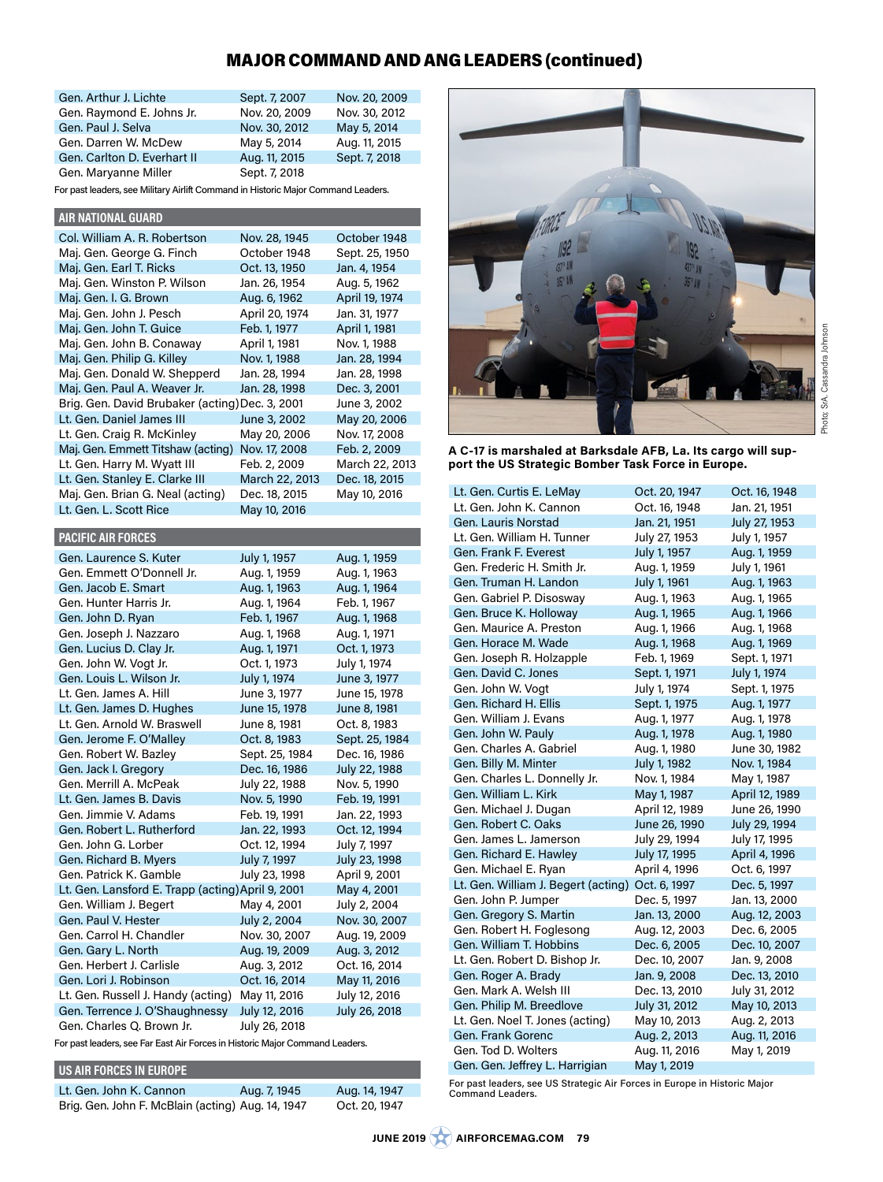# MAJOR COMMAND AND ANG LEADERS (continued)

| | | |
|---|---|---|
| Gen. Arthur J. Lichte | Sept. 7, 2007 | Nov. 20, 2009 |
| Gen. Raymond E. Johns Jr. | Nov. 20, 2009 | Nov. 30, 2012 |
| Gen. Paul J. Selva | Nov. 30, 2012 | May 5, 2014 |
| Gen. Darren W. McDew | May 5, 2014 | Aug. 11, 2015 |
| Gen. Carlton D. Everhart II | Aug. 11, 2015 | Sept. 7, 2018 |
| Gen. Maryanne Miller | Sept. 7, 2018 | |

For past leaders, see Military Airlift Command in Historic Major Command Leaders.

## AIR NATIONAL GUARD

| | | |
|---|---|---|
| Col. William A. R. Robertson | Nov. 28, 1945 | October 1948 |
| Maj. Gen. George G. Finch | October 1948 | Sept. 25, 1950 |
| Maj. Gen. Earl T. Ricks | Oct. 13, 1950 | Jan. 4, 1954 |
| Maj. Gen. Winston P. Wilson | Jan. 26, 1954 | Aug. 5, 1962 |
| Maj. Gen. I. G. Brown | Aug. 6, 1962 | April 19, 1974 |
| Maj. Gen. John J. Pesch | April 20, 1974 | Jan. 31, 1977 |
| Maj. Gen. John T. Guice | Feb. 1, 1977 | April 1, 1981 |
| Maj. Gen. John B. Conaway | April 1, 1981 | Nov. 1, 1988 |
| Maj. Gen. Philip G. Killey | Nov. 1, 1988 | Jan. 28, 1994 |
| Maj. Gen. Donald W. Shepperd | Jan. 28, 1994 | Jan. 28, 1998 |
| Maj. Gen. Paul A. Weaver Jr. | Jan. 28, 1998 | Dec. 3, 2001 |
| Brig. Gen. David Brubaker (acting) | Dec. 3, 2001 | June 3, 2002 |
| Lt. Gen. Daniel James III | June 3, 2002 | May 20, 2006 |
| Lt. Gen. Craig R. McKinley | May 20, 2006 | Nov. 17, 2008 |
| Maj. Gen. Emmett Titshaw (acting) | Nov. 17, 2008 | Feb. 2, 2009 |
| Lt. Gen. Harry M. Wyatt III | Feb. 2, 2009 | March 22, 2013 |
| Lt. Gen. Stanley E. Clarke III | March 22, 2013 | Dec. 18, 2015 |
| Maj. Gen. Brian G. Neal (acting) | Dec. 18, 2015 | May 10, 2016 |
| Lt. Gen. L. Scott Rice | May 10, 2016 | |

## PACIFIC AIR FORCES

| | | |
|---|---|---|
| Gen. Laurence S. Kuter | July 1, 1957 | Aug. 1, 1959 |
| Gen. Emmett O'Donnell Jr. | Aug. 1, 1959 | Aug. 1, 1963 |
| Gen. Jacob E. Smart | Aug. 1, 1963 | Aug. 1, 1964 |
| Gen. Hunter Harris Jr. | Aug. 1, 1964 | Feb. 1, 1967 |
| Gen. John D. Ryan | Feb. 1, 1967 | Aug. 1, 1968 |
| Gen. Joseph J. Nazzaro | Aug. 1, 1968 | Aug. 1, 1971 |
| Gen. Lucius D. Clay Jr. | Aug. 1, 1971 | Oct. 1, 1973 |
| Gen. John W. Vogt Jr. | Oct. 1, 1973 | July 1, 1974 |
| Gen. Louis L. Wilson Jr. | July 1, 1974 | June 3, 1977 |
| Lt. Gen. James A. Hill | June 3, 1977 | June 15, 1978 |
| Lt. Gen. James D. Hughes | June 15, 1978 | June 8, 1981 |
| Lt. Gen. Arnold W. Braswell | June 8, 1981 | Oct. 8, 1983 |
| Gen. Jerome F. O'Malley | Oct. 8, 1983 | Sept. 25, 1984 |
| Gen. Robert W. Bazley | Sept. 25, 1984 | Dec. 16, 1986 |
| Gen. Jack I. Gregory | Dec. 16, 1986 | July 22, 1988 |
| Gen. Merrill A. McPeak | July 22, 1988 | Nov. 5, 1990 |
| Lt. Gen. James B. Davis | Nov. 5, 1990 | Feb. 19, 1991 |
| Gen. Jimmie V. Adams | Feb. 19, 1991 | Jan. 22, 1993 |
| Gen. Robert L. Rutherford | Jan. 22, 1993 | Oct. 12, 1994 |
| Gen. John G. Lorber | Oct. 12, 1994 | July 7, 1997 |
| Gen. Richard B. Myers | July 7, 1997 | July 23, 1998 |
| Gen. Patrick K. Gamble | July 23, 1998 | April 9, 2001 |
| Lt. Gen. Lansford E. Trapp (acting) | April 9, 2001 | May 4, 2001 |
| Gen. William J. Begert | May 4, 2001 | July 2, 2004 |
| Gen. Paul V. Hester | July 2, 2004 | Nov. 30, 2007 |
| Gen. Carrol H. Chandler | Nov. 30, 2007 | Aug. 19, 2009 |
| Gen. Gary L. North | Aug. 19, 2009 | Aug. 3, 2012 |
| Gen. Herbert J. Carlisle | Aug. 3, 2012 | Oct. 16, 2014 |
| Gen. Lori J. Robinson | Oct. 16, 2014 | May 11, 2016 |
| Lt. Gen. Russell J. Handy (acting) | May 11, 2016 | July 12, 2016 |
| Gen. Terrence J. O'Shaughnessy | July 12, 2016 | July 26, 2018 |
| Gen. Charles Q. Brown Jr. | July 26, 2018 | |

For past leaders, see Far East Air Forces in Historic Major Command Leaders.

## US AIR FORCES IN EUROPE

| | | |
|---|---|---|
| Lt. Gen. John K. Cannon | Aug. 7, 1945 | Aug. 14, 1947 |
| Brig. Gen. John F. McBlain (acting) | Aug. 14, 1947 | Oct. 20, 1947 |
| Lt. Gen. Curtis E. LeMay | Oct. 20, 1947 | Oct. 16, 1948 |
| Lt. Gen. John K. Cannon | Oct. 16, 1948 | Jan. 21, 1951 |
| Gen. Lauris Norstad | Jan. 21, 1951 | July 27, 1953 |
| Lt. Gen. William H. Tunner | July 27, 1953 | July 1, 1957 |
| Gen. Frank F. Everest | July 1, 1957 | Aug. 1, 1959 |
| Gen. Frederic H. Smith Jr. | Aug. 1, 1959 | July 1, 1961 |
| Gen. Truman H. Landon | July 1, 1961 | Aug. 1, 1963 |
| Gen. Gabriel P. Disosway | Aug. 1, 1963 | Aug. 1, 1965 |
| Gen. Bruce K. Holloway | Aug. 1, 1965 | Aug. 1, 1966 |
| Gen. Maurice A. Preston | Aug. 1, 1966 | Aug. 1, 1968 |
| Gen. Horace M. Wade | Aug. 1, 1968 | Aug. 1, 1969 |
| Gen. Joseph R. Holzapple | Feb. 1, 1969 | Sept. 1, 1971 |
| Gen. David C. Jones | Sept. 1, 1971 | July 1, 1974 |
| Gen. John W. Vogt | July 1, 1974 | Sept. 1, 1975 |
| Gen. Richard H. Ellis | Sept. 1, 1975 | Aug. 1, 1977 |
| Gen. William J. Evans | Aug. 1, 1977 | Aug. 1, 1978 |
| Gen. John W. Pauly | Aug. 1, 1978 | Aug. 1, 1980 |
| Gen. Charles A. Gabriel | Aug. 1, 1980 | June 30, 1982 |
| Gen. Billy M. Minter | July 1, 1982 | Nov. 1, 1984 |
| Gen. Charles L. Donnelly Jr. | Nov. 1, 1984 | May 1, 1987 |
| Gen. William L. Kirk | May 1, 1987 | April 12, 1989 |
| Gen. Michael J. Dugan | April 12, 1989 | June 26, 1990 |
| Gen. Robert C. Oaks | June 26, 1990 | July 29, 1994 |
| Gen. James L. Jamerson | July 29, 1994 | July 17, 1995 |
| Gen. Richard E. Hawley | July 17, 1995 | April 4, 1996 |
| Gen. Michael E. Ryan | April 4, 1996 | Oct. 6, 1997 |
| Lt. Gen. William J. Begert (acting) | Oct. 6, 1997 | Dec. 5, 1997 |
| Gen. John P. Jumper | Dec. 5, 1997 | Jan. 13, 2000 |
| Gen. Gregory S. Martin | Jan. 13, 2000 | Aug. 12, 2003 |
| Gen. Robert H. Foglesong | Aug. 12, 2003 | Dec. 6, 2005 |
| Gen. William T. Hobbins | Dec. 6, 2005 | Dec. 10, 2007 |
| Lt. Gen. Robert D. Bishop Jr. | Dec. 10, 2007 | Jan. 9, 2008 |
| Gen. Roger A. Brady | Jan. 9, 2008 | Dec. 13, 2010 |
| Gen. Mark A. Welsh III | Dec. 13, 2010 | July 31, 2012 |
| Gen. Philip M. Breedlove | July 31, 2012 | May 10, 2013 |
| Lt. Gen. Noel T. Jones (acting) | May 10, 2013 | Aug. 2, 2013 |
| Gen. Frank Gorenc | Aug. 2, 2013 | Aug. 11, 2016 |
| Gen. Tod D. Wolters | Aug. 11, 2016 | May 1, 2019 |
| Gen. Gen. Jeffrey L. Harrigian | May 1, 2019 | |

For past leaders, see US Strategic Air Forces in Europe in Historic Major Command Leaders.

**A C-17 is marshaled at Barksdale AFB, La. Its cargo will support the US Strategic Bomber Task Force in Europe.**

Photo: SrA. Cassandra Johnson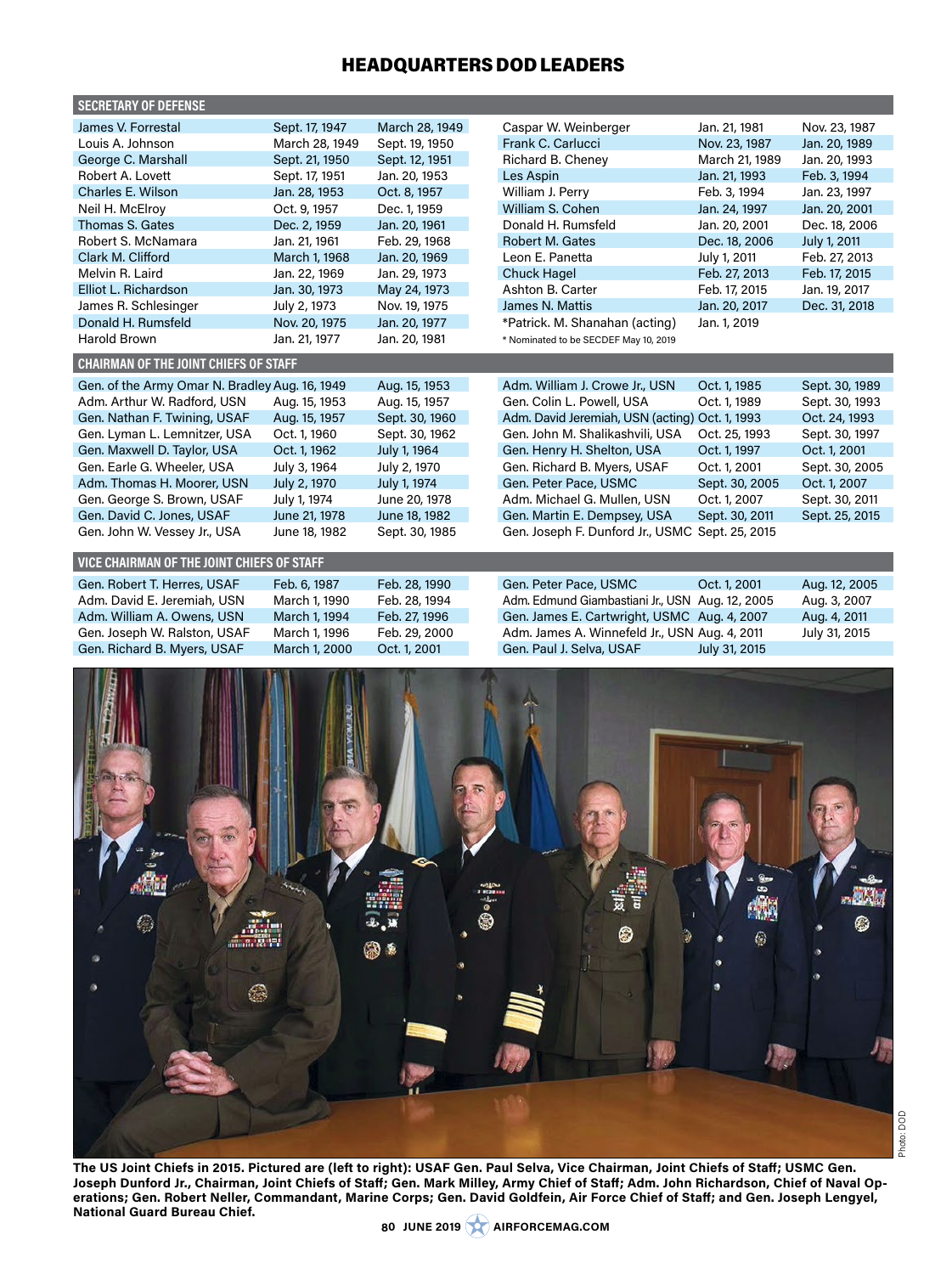# HEADQUARTERS DOD LEADERS

## SECRETARY OF DEFENSE

| Name | Start | End |
|---|---|---|
| James V. Forrestal | Sept. 17, 1947 | March 28, 1949 |
| Louis A. Johnson | March 28, 1949 | Sept. 19, 1950 |
| George C. Marshall | Sept. 21, 1950 | Sept. 12, 1951 |
| Robert A. Lovett | Sept. 17, 1951 | Jan. 20, 1953 |
| Charles E. Wilson | Jan. 28, 1953 | Oct. 8, 1957 |
| Neil H. McElroy | Oct. 9, 1957 | Dec. 1, 1959 |
| Thomas S. Gates | Dec. 2, 1959 | Jan. 20, 1961 |
| Robert S. McNamara | Jan. 21, 1961 | Feb. 29, 1968 |
| Clark M. Clifford | March 1, 1968 | Jan. 20, 1969 |
| Melvin R. Laird | Jan. 22, 1969 | Jan. 29, 1973 |
| Elliot L. Richardson | Jan. 30, 1973 | May 24, 1973 |
| James R. Schlesinger | July 2, 1973 | Nov. 19, 1975 |
| Donald H. Rumsfeld | Nov. 20, 1975 | Jan. 20, 1977 |
| Harold Brown | Jan. 21, 1977 | Jan. 20, 1981 |
| Caspar W. Weinberger | Jan. 21, 1981 | Nov. 23, 1987 |
| Frank C. Carlucci | Nov. 23, 1987 | Jan. 20, 1989 |
| Richard B. Cheney | March 21, 1989 | Jan. 20, 1993 |
| Les Aspin | Jan. 21, 1993 | Feb. 3, 1994 |
| William J. Perry | Feb. 3, 1994 | Jan. 23, 1997 |
| William S. Cohen | Jan. 24, 1997 | Jan. 20, 2001 |
| Donald H. Rumsfeld | Jan. 20, 2001 | Dec. 18, 2006 |
| Robert M. Gates | Dec. 18, 2006 | July 1, 2011 |
| Leon E. Panetta | July 1, 2011 | Feb. 27, 2013 |
| Chuck Hagel | Feb. 27, 2013 | Feb. 17, 2015 |
| Ashton B. Carter | Feb. 17, 2015 | Jan. 19, 2017 |
| James N. Mattis | Jan. 20, 2017 | Dec. 31, 2018 |
| *Patrick. M. Shanahan (acting) | Jan. 1, 2019 | |

* Nominated to be SECDEF May 10, 2019

## CHAIRMAN OF THE JOINT CHIEFS OF STAFF

| Name | Start | End |
|---|---|---|
| Gen. of the Army Omar N. Bradley | Aug. 16, 1949 | Aug. 15, 1953 |
| Adm. Arthur W. Radford, USN | Aug. 15, 1953 | Aug. 15, 1957 |
| Gen. Nathan F. Twining, USAF | Aug. 15, 1957 | Sept. 30, 1960 |
| Gen. Lyman L. Lemnitzer, USA | Oct. 1, 1960 | Sept. 30, 1962 |
| Gen. Maxwell D. Taylor, USA | Oct. 1, 1962 | July 1, 1964 |
| Gen. Earle G. Wheeler, USA | July 3, 1964 | July 2, 1970 |
| Adm. Thomas H. Moorer, USN | July 2, 1970 | July 1, 1974 |
| Gen. George S. Brown, USAF | July 1, 1974 | June 20, 1978 |
| Gen. David C. Jones, USAF | June 21, 1978 | June 18, 1982 |
| Gen. John W. Vessey Jr., USA | June 18, 1982 | Sept. 30, 1985 |
| Adm. William J. Crowe Jr., USN | Oct. 1, 1985 | Sept. 30, 1989 |
| Gen. Colin L. Powell, USA | Oct. 1, 1989 | Sept. 30, 1993 |
| Adm. David Jeremiah, USN (acting) | Oct. 1, 1993 | Oct. 24, 1993 |
| Gen. John M. Shalikashvili, USA | Oct. 25, 1993 | Sept. 30, 1997 |
| Gen. Henry H. Shelton, USA | Oct. 1, 1997 | Oct. 1, 2001 |
| Gen. Richard B. Myers, USAF | Oct. 1, 2001 | Sept. 30, 2005 |
| Gen. Peter Pace, USMC | Sept. 30, 2005 | Oct. 1, 2007 |
| Adm. Michael G. Mullen, USN | Oct. 1, 2007 | Sept. 30, 2011 |
| Gen. Martin E. Dempsey, USA | Sept. 30, 2011 | Sept. 25, 2015 |
| Gen. Joseph F. Dunford Jr., USMC | Sept. 25, 2015 | |

## VICE CHAIRMAN OF THE JOINT CHIEFS OF STAFF

| Name | Start | End |
|---|---|---|
| Gen. Robert T. Herres, USAF | Feb. 6, 1987 | Feb. 28, 1990 |
| Adm. David E. Jeremiah, USN | March 1, 1990 | Feb. 28, 1994 |
| Adm. William A. Owens, USN | March 1, 1994 | Feb. 27, 1996 |
| Gen. Joseph W. Ralston, USAF | March 1, 1996 | Feb. 29, 2000 |
| Gen. Richard B. Myers, USAF | March 1, 2000 | Oct. 1, 2001 |
| Gen. Peter Pace, USMC | Oct. 1, 2001 | Aug. 12, 2005 |
| Adm. Edmund Giambastiani Jr., USN | Aug. 12, 2005 | Aug. 3, 2007 |
| Gen. James E. Cartwright, USMC | Aug. 4, 2007 | Aug. 4, 2011 |
| Adm. James A. Winnefeld Jr., USN | Aug. 4, 2011 | July 31, 2015 |
| Gen. Paul J. Selva, USAF | July 31, 2015 | |

Photo: DOD

**The US Joint Chiefs in 2015. Pictured are (left to right): USAF Gen. Paul Selva, Vice Chairman, Joint Chiefs of Staff; USMC Gen. Joseph Dunford Jr., Chairman, Joint Chiefs of Staff; Gen. Mark Milley, Army Chief of Staff; Adm. John Richardson, Chief of Naval Operations; Gen. Robert Neller, Commandant, Marine Corps; Gen. David Goldfein, Air Force Chief of Staff; and Gen. Joseph Lengyel, National Guard Bureau Chief.**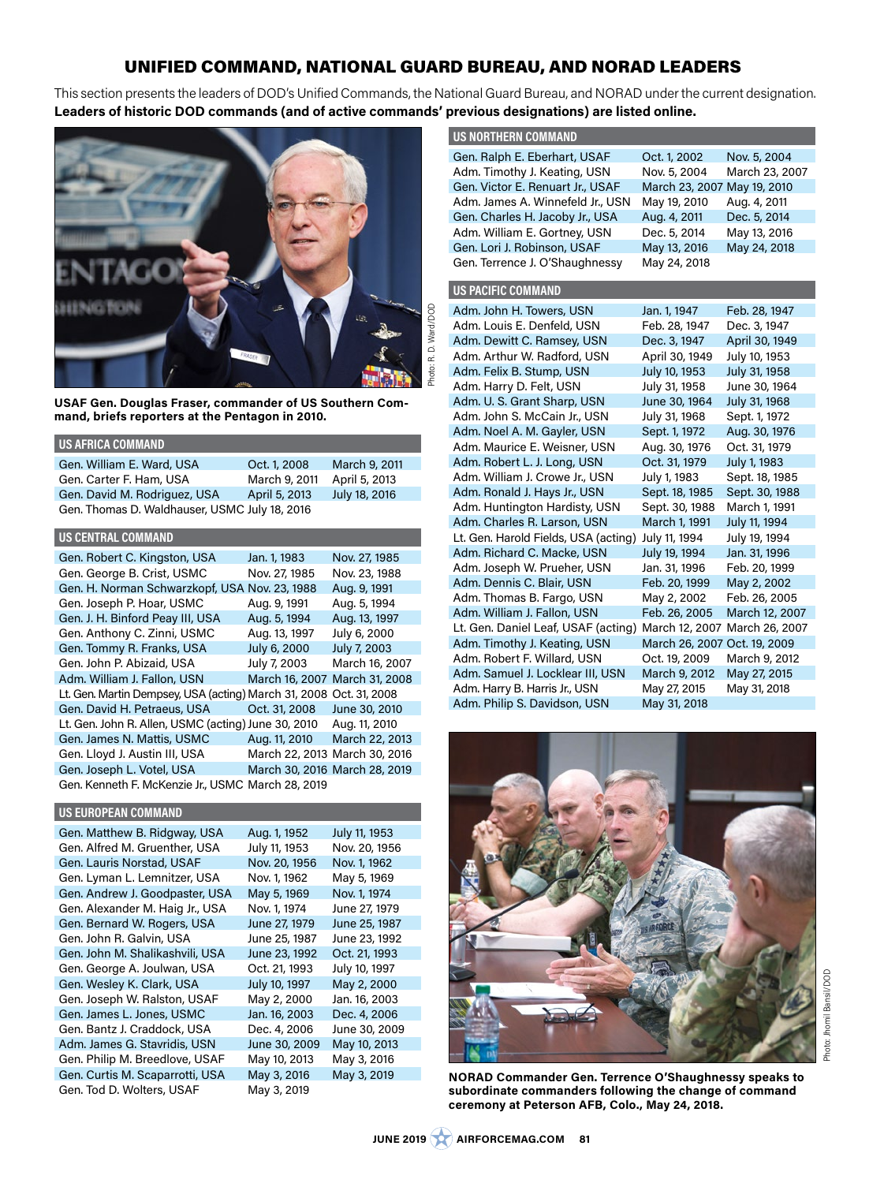# UNIFIED COMMAND, NATIONAL GUARD BUREAU, AND NORAD LEADERS

This section presents the leaders of DOD's Unified Commands, the National Guard Bureau, and NORAD under the current designation. **Leaders of historic DOD commands (and of active commands' previous designations) are listed online.**

Photo: R. D. Ward/DOD

**USAF Gen. Douglas Fraser, commander of US Southern Command, briefs reporters at the Pentagon in 2010.**

| US AFRICA COMMAND | | |
|---|---|---|
| Gen. William E. Ward, USA | Oct. 1, 2008 | March 9, 2011 |
| Gen. Carter F. Ham, USA | March 9, 2011 | April 5, 2013 |
| Gen. David M. Rodriguez, USA | April 5, 2013 | July 18, 2016 |
| Gen. Thomas D. Waldhauser, USMC | July 18, 2016 | |

| US CENTRAL COMMAND | | |
|---|---|---|
| Gen. Robert C. Kingston, USA | Jan. 1, 1983 | Nov. 27, 1985 |
| Gen. George B. Crist, USMC | Nov. 27, 1985 | Nov. 23, 1988 |
| Gen. H. Norman Schwarzkopf, USA | Nov. 23, 1988 | Aug. 9, 1991 |
| Gen. Joseph P. Hoar, USMC | Aug. 9, 1991 | Aug. 5, 1994 |
| Gen. J. H. Binford Peay III, USA | Aug. 5, 1994 | Aug. 13, 1997 |
| Gen. Anthony C. Zinni, USMC | Aug. 13, 1997 | July 6, 2000 |
| Gen. Tommy R. Franks, USA | July 6, 2000 | July 7, 2003 |
| Gen. John P. Abizaid, USA | July 7, 2003 | March 16, 2007 |
| Adm. William J. Fallon, USN | March 16, 2007 | March 31, 2008 |
| Lt. Gen. Martin Dempsey, USA (acting) | March 31, 2008 | Oct. 31, 2008 |
| Gen. David H. Petraeus, USA | Oct. 31, 2008 | June 30, 2010 |
| Lt. Gen. John R. Allen, USMC (acting) | June 30, 2010 | Aug. 11, 2010 |
| Gen. James N. Mattis, USMC | Aug. 11, 2010 | March 22, 2013 |
| Gen. Lloyd J. Austin III, USA | March 22, 2013 | March 30, 2016 |
| Gen. Joseph L. Votel, USA | March 30, 2016 | March 28, 2019 |
| Gen. Kenneth F. McKenzie Jr., USMC | March 28, 2019 | |

| US EUROPEAN COMMAND | | |
|---|---|---|
| Gen. Matthew B. Ridgway, USA | Aug. 1, 1952 | July 11, 1953 |
| Gen. Alfred M. Gruenther, USA | July 11, 1953 | Nov. 20, 1956 |
| Gen. Lauris Norstad, USAF | Nov. 20, 1956 | Nov. 1, 1962 |
| Gen. Lyman L. Lemnitzer, USA | Nov. 1, 1962 | May 5, 1969 |
| Gen. Andrew J. Goodpaster, USA | May 5, 1969 | Nov. 1, 1974 |
| Gen. Alexander M. Haig Jr., USA | Nov. 1, 1974 | June 27, 1979 |
| Gen. Bernard W. Rogers, USA | June 27, 1979 | June 25, 1987 |
| Gen. John R. Galvin, USA | June 25, 1987 | June 23, 1992 |
| Gen. John M. Shalikashvili, USA | June 23, 1992 | Oct. 21, 1993 |
| Gen. George A. Joulwan, USA | Oct. 21, 1993 | July 10, 1997 |
| Gen. Wesley K. Clark, USA | July 10, 1997 | May 2, 2000 |
| Gen. Joseph W. Ralston, USAF | May 2, 2000 | Jan. 16, 2003 |
| Gen. James L. Jones, USMC | Jan. 16, 2003 | Dec. 4, 2006 |
| Gen. Bantz J. Craddock, USA | Dec. 4, 2006 | June 30, 2009 |
| Adm. James G. Stavridis, USN | June 30, 2009 | May 10, 2013 |
| Gen. Philip M. Breedlove, USAF | May 10, 2013 | May 3, 2016 |
| Gen. Curtis M. Scaparrotti, USA | May 3, 2016 | May 3, 2019 |
| Gen. Tod D. Wolters, USAF | May 3, 2019 | |

| US NORTHERN COMMAND | | |
|---|---|---|
| Gen. Ralph E. Eberhart, USAF | Oct. 1, 2002 | Nov. 5, 2004 |
| Adm. Timothy J. Keating, USN | Nov. 5, 2004 | March 23, 2007 |
| Gen. Victor E. Renuart Jr., USAF | March 23, 2007 | May 19, 2010 |
| Adm. James A. Winnefeld Jr., USN | May 19, 2010 | Aug. 4, 2011 |
| Gen. Charles H. Jacoby Jr., USA | Aug. 4, 2011 | Dec. 5, 2014 |
| Adm. William E. Gortney, USN | Dec. 5, 2014 | May 13, 2016 |
| Gen. Lori J. Robinson, USAF | May 13, 2016 | May 24, 2018 |
| Gen. Terrence J. O'Shaughnessy | May 24, 2018 | |

| US PACIFIC COMMAND | | |
|---|---|---|
| Adm. John H. Towers, USN | Jan. 1, 1947 | Feb. 28, 1947 |
| Adm. Louis E. Denfeld, USN | Feb. 28, 1947 | Dec. 3, 1947 |
| Adm. Dewitt C. Ramsey, USN | Dec. 3, 1947 | April 30, 1949 |
| Adm. Arthur W. Radford, USN | April 30, 1949 | July 10, 1953 |
| Adm. Felix B. Stump, USN | July 10, 1953 | July 31, 1958 |
| Adm. Harry D. Felt, USN | July 31, 1958 | June 30, 1964 |
| Adm. U. S. Grant Sharp, USN | June 30, 1964 | July 31, 1968 |
| Adm. John S. McCain Jr., USN | July 31, 1968 | Sept. 1, 1972 |
| Adm. Noel A. M. Gayler, USN | Sept. 1, 1972 | Aug. 30, 1976 |
| Adm. Maurice E. Weisner, USN | Aug. 30, 1976 | Oct. 31, 1979 |
| Adm. Robert L. J. Long, USN | Oct. 31, 1979 | July 1, 1983 |
| Adm. William J. Crowe Jr., USN | July 1, 1983 | Sept. 18, 1985 |
| Adm. Ronald J. Hays Jr., USN | Sept. 18, 1985 | Sept. 30, 1988 |
| Adm. Huntington Hardisty, USN | Sept. 30, 1988 | March 1, 1991 |
| Adm. Charles R. Larson, USN | March 1, 1991 | July 11, 1994 |
| Lt. Gen. Harold Fields, USA (acting) | July 11, 1994 | July 19, 1994 |
| Adm. Richard C. Macke, USN | July 19, 1994 | Jan. 31, 1996 |
| Adm. Joseph W. Prueher, USN | Jan. 31, 1996 | Feb. 20, 1999 |
| Adm. Dennis C. Blair, USN | Feb. 20, 1999 | May 2, 2002 |
| Adm. Thomas B. Fargo, USN | May 2, 2002 | Feb. 26, 2005 |
| Adm. William J. Fallon, USN | Feb. 26, 2005 | March 12, 2007 |
| Lt. Gen. Daniel Leaf, USAF (acting) | March 12, 2007 | March 26, 2007 |
| Adm. Timothy J. Keating, USN | March 26, 2007 | Oct. 19, 2009 |
| Adm. Robert F. Willard, USN | Oct. 19, 2009 | March 9, 2012 |
| Adm. Samuel J. Locklear III, USN | March 9, 2012 | May 27, 2015 |
| Adm. Harry B. Harris Jr., USN | May 27, 2015 | May 31, 2018 |
| Adm. Philip S. Davidson, USN | May 31, 2018 | |

Photo: Jhomil Bansil/DOD

**NORAD Commander Gen. Terrence O'Shaughnessy speaks to subordinate commanders following the change of command ceremony at Peterson AFB, Colo., May 24, 2018.**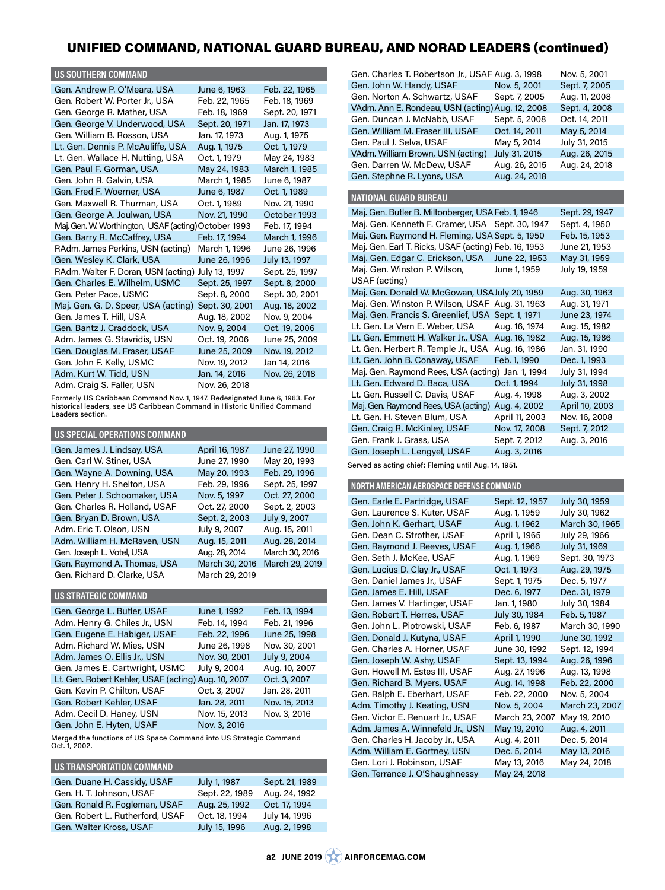# UNIFIED COMMAND, NATIONAL GUARD BUREAU, AND NORAD LEADERS (continued)

## US SOUTHERN COMMAND

| | | |
|---|---|---|
| Gen. Andrew P. O'Meara, USA | June 6, 1963 | Feb. 22, 1965 |
| Gen. Robert W. Porter Jr., USA | Feb. 22, 1965 | Feb. 18, 1969 |
| Gen. George R. Mather, USA | Feb. 18, 1969 | Sept. 20, 1971 |
| Gen. George V. Underwood, USA | Sept. 20, 1971 | Jan. 17, 1973 |
| Gen. William B. Rosson, USA | Jan. 17, 1973 | Aug. 1, 1975 |
| Lt. Gen. Dennis P. McAuliffe, USA | Aug. 1, 1975 | Oct. 1, 1979 |
| Lt. Gen. Wallace H. Nutting, USA | Oct. 1, 1979 | May 24, 1983 |
| Gen. Paul F. Gorman, USA | May 24, 1983 | March 1, 1985 |
| Gen. John R. Galvin, USA | March 1, 1985 | June 6, 1987 |
| Gen. Fred F. Woerner, USA | June 6, 1987 | Oct. 1, 1989 |
| Gen. Maxwell R. Thurman, USA | Oct. 1, 1989 | Nov. 21, 1990 |
| Gen. George A. Joulwan, USA | Nov. 21, 1990 | October 1993 |
| Maj. Gen. W. Worthington, USAF (acting) | October 1993 | Feb. 17, 1994 |
| Gen. Barry R. McCaffrey, USA | Feb. 17, 1994 | March 1, 1996 |
| RAdm. James Perkins, USN (acting) | March 1, 1996 | June 26, 1996 |
| Gen. Wesley K. Clark, USA | June 26, 1996 | July 13, 1997 |
| RAdm. Walter F. Doran, USN (acting) | July 13, 1997 | Sept. 25, 1997 |
| Gen. Charles E. Wilhelm, USMC | Sept. 25, 1997 | Sept. 8, 2000 |
| Gen. Peter Pace, USMC | Sept. 8, 2000 | Sept. 30, 2001 |
| Maj. Gen. G. D. Speer, USA (acting) | Sept. 30, 2001 | Aug. 18, 2002 |
| Gen. James T. Hill, USA | Aug. 18, 2002 | Nov. 9, 2004 |
| Gen. Bantz J. Craddock, USA | Nov. 9, 2004 | Oct. 19, 2006 |
| Adm. James G. Stavridis, USN | Oct. 19, 2006 | June 25, 2009 |
| Gen. Douglas M. Fraser, USAF | June 25, 2009 | Nov. 19, 2012 |
| Gen. John F. Kelly, USMC | Nov. 19, 2012 | Jan 14, 2016 |
| Adm. Kurt W. Tidd, USN | Jan. 14, 2016 | Nov. 26, 2018 |
| Adm. Craig S. Faller, USN | Nov. 26, 2018 | |

Formerly US Caribbean Command Nov. 1, 1947. Redesignated June 6, 1963. For historical leaders, see US Caribbean Command in Historic Unified Command Leaders section.

## US SPECIAL OPERATIONS COMMAND

| | | |
|---|---|---|
| Gen. James J. Lindsay, USA | April 16, 1987 | June 27, 1990 |
| Gen. Carl W. Stiner, USA | June 27, 1990 | May 20, 1993 |
| Gen. Wayne A. Downing, USA | May 20, 1993 | Feb. 29, 1996 |
| Gen. Henry H. Shelton, USA | Feb. 29, 1996 | Sept. 25, 1997 |
| Gen. Peter J. Schoomaker, USA | Nov. 5, 1997 | Oct. 27, 2000 |
| Gen. Charles R. Holland, USAF | Oct. 27, 2000 | Sept. 2, 2003 |
| Gen. Bryan D. Brown, USA | Sept. 2, 2003 | July 9, 2007 |
| Adm. Eric T. Olson, USN | July 9, 2007 | Aug. 15, 2011 |
| Adm. William H. McRaven, USN | Aug. 15, 2011 | Aug. 28, 2014 |
| Gen. Joseph L. Votel, USA | Aug. 28, 2014 | March 30, 2016 |
| Gen. Raymond A. Thomas, USA | March 30, 2016 | March 29, 2019 |
| Gen. Richard D. Clarke, USA | March 29, 2019 | |

## US STRATEGIC COMMAND

| | | |
|---|---|---|
| Gen. George L. Butler, USAF | June 1, 1992 | Feb. 13, 1994 |
| Adm. Henry G. Chiles Jr., USN | Feb. 14, 1994 | Feb. 21, 1996 |
| Gen. Eugene E. Habiger, USAF | Feb. 22, 1996 | June 25, 1998 |
| Adm. Richard W. Mies, USN | June 26, 1998 | Nov. 30, 2001 |
| Adm. James O. Ellis Jr., USN | Nov. 30, 2001 | July 9, 2004 |
| Gen. James E. Cartwright, USMC | July 9, 2004 | Aug. 10, 2007 |
| Lt. Gen. Robert Kehler, USAF (acting) | Aug. 10, 2007 | Oct. 3, 2007 |
| Gen. Kevin P. Chilton, USAF | Oct. 3, 2007 | Jan. 28, 2011 |
| Gen. Robert Kehler, USAF | Jan. 28, 2011 | Nov. 15, 2013 |
| Adm. Cecil D. Haney, USN | Nov. 15, 2013 | Nov. 3, 2016 |
| Gen. John E. Hyten, USAF | Nov. 3, 2016 | |

Merged the functions of US Space Command into US Strategic Command Oct. 1, 2002.

## US TRANSPORTATION COMMAND

| | | |
|---|---|---|
| Gen. Duane H. Cassidy, USAF | July 1, 1987 | Sept. 21, 1989 |
| Gen. H. T. Johnson, USAF | Sept. 22, 1989 | Aug. 24, 1992 |
| Gen. Ronald R. Fogleman, USAF | Aug. 25, 1992 | Oct. 17, 1994 |
| Gen. Robert L. Rutherford, USAF | Oct. 18, 1994 | July 14, 1996 |
| Gen. Walter Kross, USAF | July 15, 1996 | Aug. 2, 1998 |
| Gen. Charles T. Robertson Jr., USAF | Aug. 3, 1998 | Nov. 5, 2001 |
| Gen. John W. Handy, USAF | Nov. 5, 2001 | Sept. 7, 2005 |
| Gen. Norton A. Schwartz, USAF | Sept. 7, 2005 | Aug. 11, 2008 |
| VAdm. Ann E. Rondeau, USN (acting) | Aug. 12, 2008 | Sept. 4, 2008 |
| Gen. Duncan J. McNabb, USAF | Sept. 5, 2008 | Oct. 14, 2011 |
| Gen. William M. Fraser III, USAF | Oct. 14, 2011 | May 5, 2014 |
| Gen. Paul J. Selva, USAF | May 5, 2014 | July 31, 2015 |
| VAdm. William Brown, USN (acting) | July 31, 2015 | Aug. 26, 2015 |
| Gen. Darren W. McDew, USAF | Aug. 26, 2015 | Aug. 24, 2018 |
| Gen. Stephne R. Lyons, USA | Aug. 24, 2018 | |

## NATIONAL GUARD BUREAU

| | | |
|---|---|---|
| Maj. Gen. Butler B. Miltonberger, USA | Feb. 1, 1946 | Sept. 29, 1947 |
| Maj. Gen. Kenneth F. Cramer, USA | Sept. 30, 1947 | Sept. 4, 1950 |
| Maj. Gen. Raymond H. Fleming, USA | Sept. 5, 1950 | Feb. 15, 1953 |
| Maj. Gen. Earl T. Ricks, USAF (acting) | Feb. 16, 1953 | June 21, 1953 |
| Maj. Gen. Edgar C. Erickson, USA | June 22, 1953 | May 31, 1959 |
| Maj. Gen. Winston P. Wilson, USAF (acting) | June 1, 1959 | July 19, 1959 |
| Maj. Gen. Donald W. McGowan, USA | July 20, 1959 | Aug. 30, 1963 |
| Maj. Gen. Winston P. Wilson, USAF | Aug. 31, 1963 | Aug. 31, 1971 |
| Maj. Gen. Francis S. Greenlief, USA | Sept. 1, 1971 | June 23, 1974 |
| Lt. Gen. La Vern E. Weber, USA | Aug. 16, 1974 | Aug. 15, 1982 |
| Lt. Gen. Emmett H. Walker Jr., USA | Aug. 16, 1982 | Aug. 15, 1986 |
| Lt. Gen. Herbert R. Temple Jr., USA | Aug. 16, 1986 | Jan. 31, 1990 |
| Lt. Gen. John B. Conaway, USAF | Feb. 1, 1990 | Dec. 1, 1993 |
| Maj. Gen. Raymond Rees, USA (acting) | Jan. 1, 1994 | July 31, 1994 |
| Lt. Gen. Edward D. Baca, USA | Oct. 1, 1994 | July 31, 1998 |
| Lt. Gen. Russell C. Davis, USAF | Aug. 4, 1998 | Aug. 3, 2002 |
| Maj. Gen. Raymond Rees, USA (acting) | Aug. 4, 2002 | April 10, 2003 |
| Lt. Gen. H. Steven Blum, USA | April 11, 2003 | Nov. 16, 2008 |
| Gen. Craig R. McKinley, USAF | Nov. 17, 2008 | Sept. 7, 2012 |
| Gen. Frank J. Grass, USA | Sept. 7, 2012 | Aug. 3, 2016 |
| Gen. Joseph L. Lengyel, USAF | Aug. 3, 2016 | |

Served as acting chief: Fleming until Aug. 14, 1951.

## NORTH AMERICAN AEROSPACE DEFENSE COMMAND

| | | |
|---|---|---|
| Gen. Earle E. Partridge, USAF | Sept. 12, 1957 | July 30, 1959 |
| Gen. Laurence S. Kuter, USAF | Aug. 1, 1959 | July 30, 1962 |
| Gen. John K. Gerhart, USAF | Aug. 1, 1962 | March 30, 1965 |
| Gen. Dean C. Strother, USAF | April 1, 1965 | July 29, 1966 |
| Gen. Raymond J. Reeves, USAF | Aug. 1, 1966 | July 31, 1969 |
| Gen. Seth J. McKee, USAF | Aug. 1, 1969 | Sept. 30, 1973 |
| Gen. Lucius D. Clay Jr., USAF | Oct. 1, 1973 | Aug. 29, 1975 |
| Gen. Daniel James Jr., USAF | Sept. 1, 1975 | Dec. 5, 1977 |
| Gen. James E. Hill, USAF | Dec. 6, 1977 | Dec. 31, 1979 |
| Gen. James V. Hartinger, USAF | Jan. 1, 1980 | July 30, 1984 |
| Gen. Robert T. Herres, USAF | July 30, 1984 | Feb. 5, 1987 |
| Gen. John L. Piotrowski, USAF | Feb. 6, 1987 | March 30, 1990 |
| Gen. Donald J. Kutyna, USAF | April 1, 1990 | June 30, 1992 |
| Gen. Charles A. Horner, USAF | June 30, 1992 | Sept. 12, 1994 |
| Gen. Joseph W. Ashy, USAF | Sept. 13, 1994 | Aug. 26, 1996 |
| Gen. Howell M. Estes III, USAF | Aug. 27, 1996 | Aug. 13, 1998 |
| Gen. Richard B. Myers, USAF | Aug. 14, 1998 | Feb. 22, 2000 |
| Gen. Ralph E. Eberhart, USAF | Feb. 22, 2000 | Nov. 5, 2004 |
| Adm. Timothy J. Keating, USN | Nov. 5, 2004 | March 23, 2007 |
| Gen. Victor E. Renuart Jr., USAF | March 23, 2007 | May 19, 2010 |
| Adm. James A. Winnefeld Jr., USN | May 19, 2010 | Aug. 4, 2011 |
| Gen. Charles H. Jacoby Jr., USA | Aug. 4, 2011 | Dec. 5, 2014 |
| Adm. William E. Gortney, USN | Dec. 5, 2014 | May 13, 2016 |
| Gen. Lori J. Robinson, USAF | May 13, 2016 | May 24, 2018 |
| Gen. Terrance J. O'Shaughnessy | May 24, 2018 | |